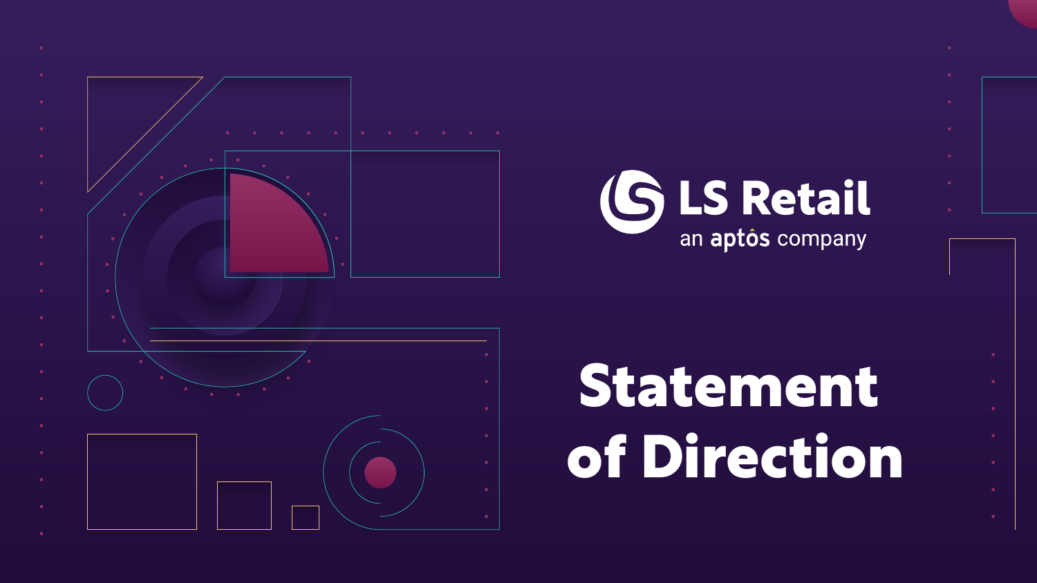LS Retail

an aptos company

# Statement of Direction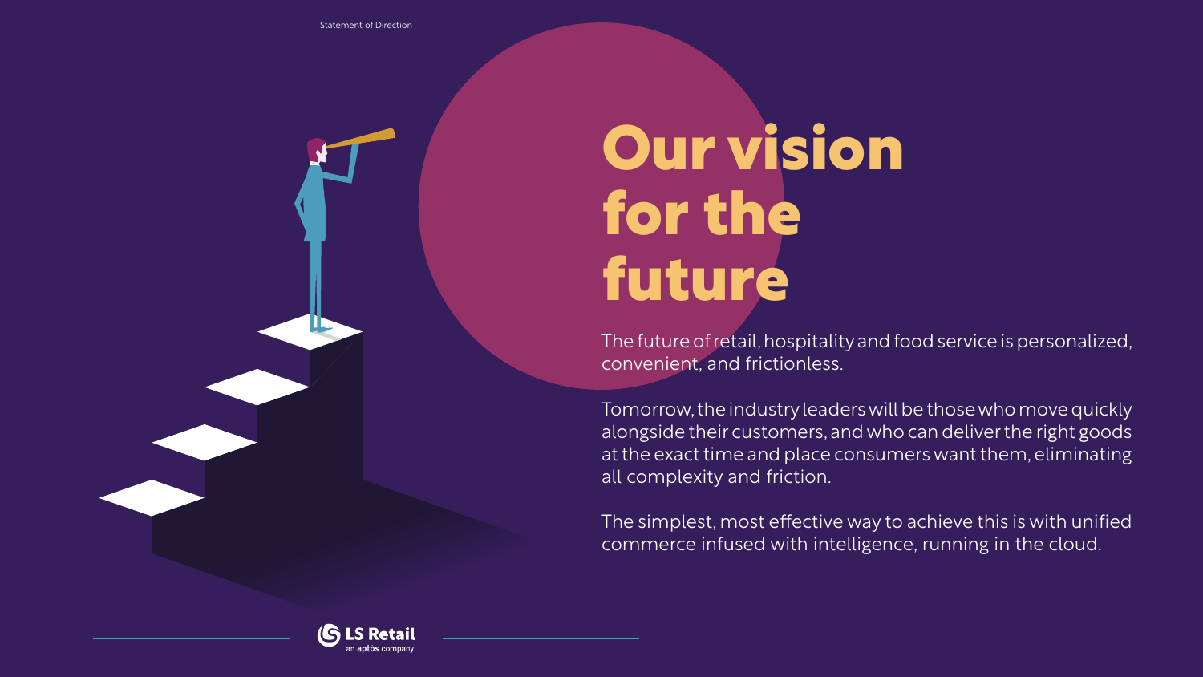# Our vision for the future

The future of retail, hospitality and food service is personalized, convenient, and frictionless.

Tomorrow, the industry leaders will be those who move quickly alongside their customers, and who can deliver the right goods at the exact time and place consumers want them, eliminating all complexity and friction.

The simplest, most effective way to achieve this is with unified commerce infused with intelligence, running in the cloud.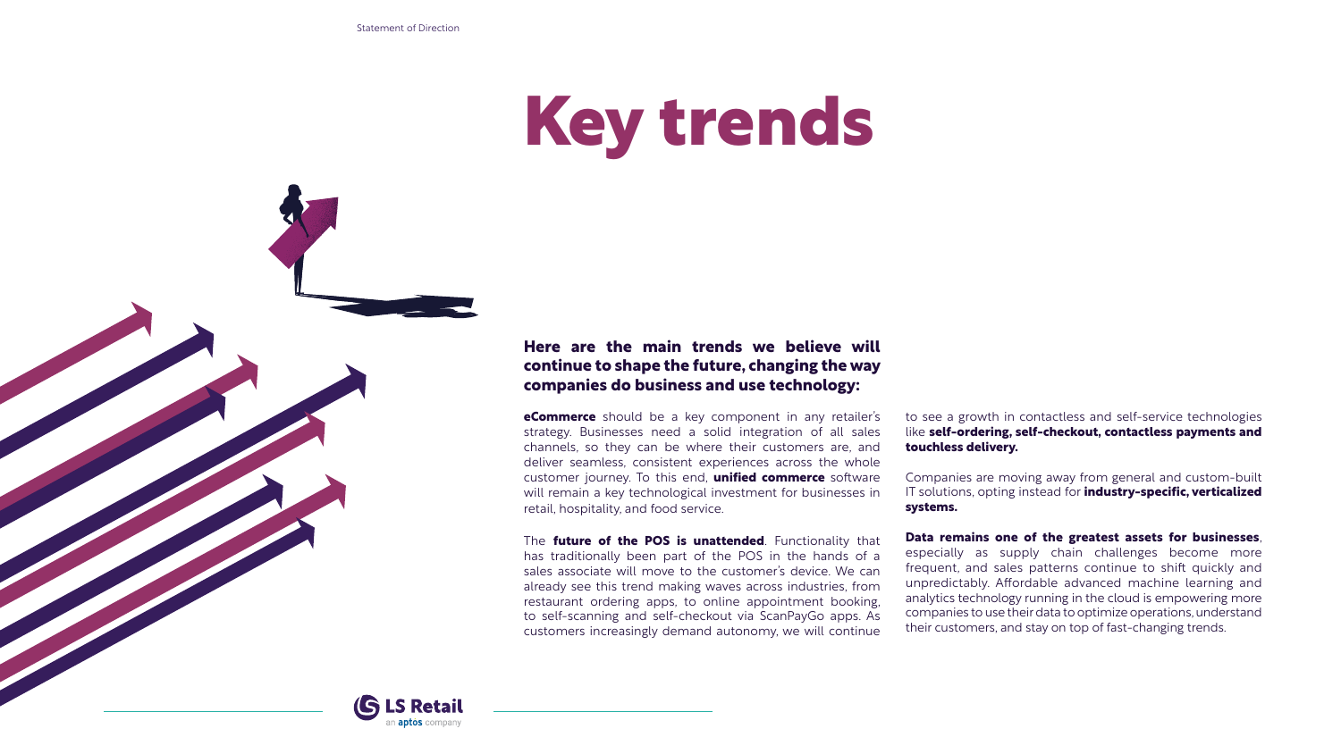# Key trends

**Here are the main trends we believe will continue to shape the future, changing the way companies do business and use technology:**

**eCommerce** should be a key component in any retailer's strategy. Businesses need a solid integration of all sales channels, so they can be where their customers are, and deliver seamless, consistent experiences across the whole customer journey. To this end, **unified commerce** software will remain a key technological investment for businesses in retail, hospitality, and food service.

The **future of the POS is unattended**. Functionality that has traditionally been part of the POS in the hands of a sales associate will move to the customer's device. We can already see this trend making waves across industries, from restaurant ordering apps, to online appointment booking, to self-scanning and self-checkout via ScanPayGo apps. As customers increasingly demand autonomy, we will continue to see a growth in contactless and self-service technologies like **self-ordering, self-checkout, contactless payments and touchless delivery.**

Companies are moving away from general and custom-built IT solutions, opting instead for **industry-specific, verticalized systems.**

**Data remains one of the greatest assets for businesses**, especially as supply chain challenges become more frequent, and sales patterns continue to shift quickly and unpredictably. Affordable advanced machine learning and analytics technology running in the cloud is empowering more companies to use their data to optimize operations, understand their customers, and stay on top of fast-changing trends.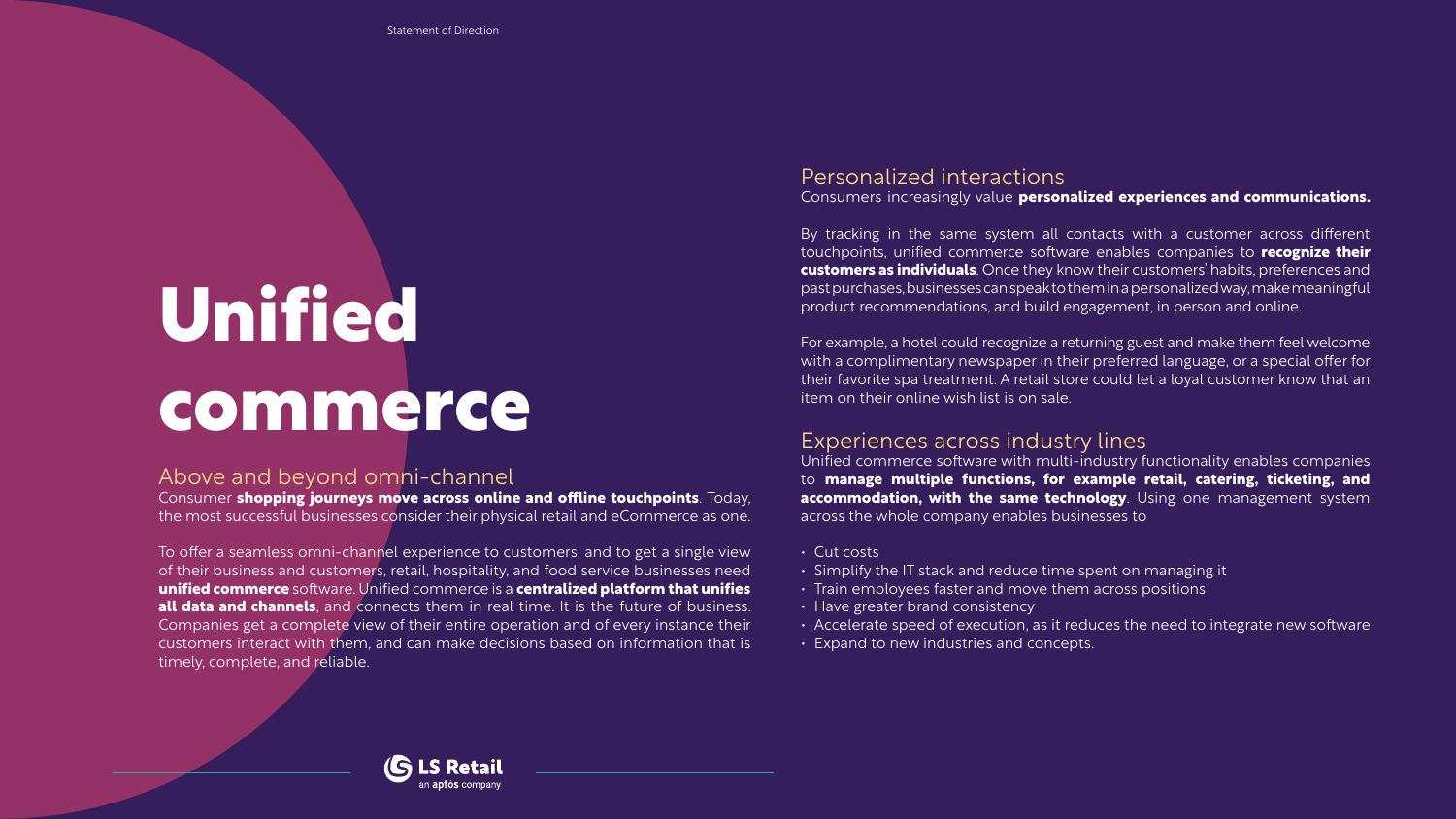# Unified commerce

## Above and beyond omni-channel

Consumer **shopping journeys move across online and offline touchpoints**. Today, the most successful businesses consider their physical retail and eCommerce as one.

To offer a seamless omni-channel experience to customers, and to get a single view of their business and customers, retail, hospitality, and food service businesses need **unified commerce** software. Unified commerce is a **centralized platform that unifies all data and channels**, and connects them in real time. It is the future of business. Companies get a complete view of their entire operation and of every instance their customers interact with them, and can make decisions based on information that is timely, complete, and reliable.

## Personalized interactions

Consumers increasingly value **personalized experiences and communications.**

By tracking in the same system all contacts with a customer across different touchpoints, unified commerce software enables companies to **recognize their customers as individuals**. Once they know their customers' habits, preferences and past purchases, businesses can speak to them in a personalized way, make meaningful product recommendations, and build engagement, in person and online.

For example, a hotel could recognize a returning guest and make them feel welcome with a complimentary newspaper in their preferred language, or a special offer for their favorite spa treatment. A retail store could let a loyal customer know that an item on their online wish list is on sale.

## Experiences across industry lines

Unified commerce software with multi-industry functionality enables companies to **manage multiple functions, for example retail, catering, ticketing, and accommodation, with the same technology**. Using one management system across the whole company enables businesses to

- Cut costs
- Simplify the IT stack and reduce time spent on managing it
- Train employees faster and move them across positions
- Have greater brand consistency
- Accelerate speed of execution, as it reduces the need to integrate new software
- Expand to new industries and concepts.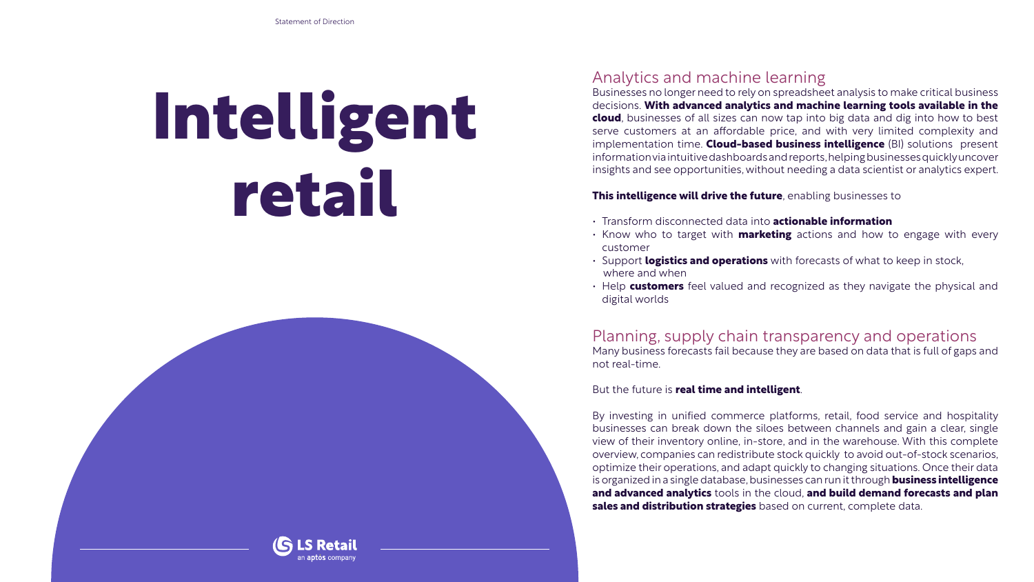# Intelligent retail

## Analytics and machine learning

Businesses no longer need to rely on spreadsheet analysis to make critical business decisions. **With advanced analytics and machine learning tools available in the cloud**, businesses of all sizes can now tap into big data and dig into how to best serve customers at an affordable price, and with very limited complexity and implementation time. **Cloud-based business intelligence** (BI) solutions present information via intuitive dashboards and reports, helping businesses quickly uncover insights and see opportunities, without needing a data scientist or analytics expert.

**This intelligence will drive the future**, enabling businesses to

- Transform disconnected data into **actionable information**
- Know who to target with **marketing** actions and how to engage with every customer
- Support **logistics and operations** with forecasts of what to keep in stock, where and when
- Help **customers** feel valued and recognized as they navigate the physical and digital worlds

## Planning, supply chain transparency and operations

Many business forecasts fail because they are based on data that is full of gaps and not real-time.

But the future is **real time and intelligent**.

By investing in unified commerce platforms, retail, food service and hospitality businesses can break down the siloes between channels and gain a clear, single view of their inventory online, in-store, and in the warehouse. With this complete overview, companies can redistribute stock quickly to avoid out-of-stock scenarios, optimize their operations, and adapt quickly to changing situations. Once their data is organized in a single database, businesses can run it through **business intelligence and advanced analytics** tools in the cloud, **and build demand forecasts and plan sales and distribution strategies** based on current, complete data.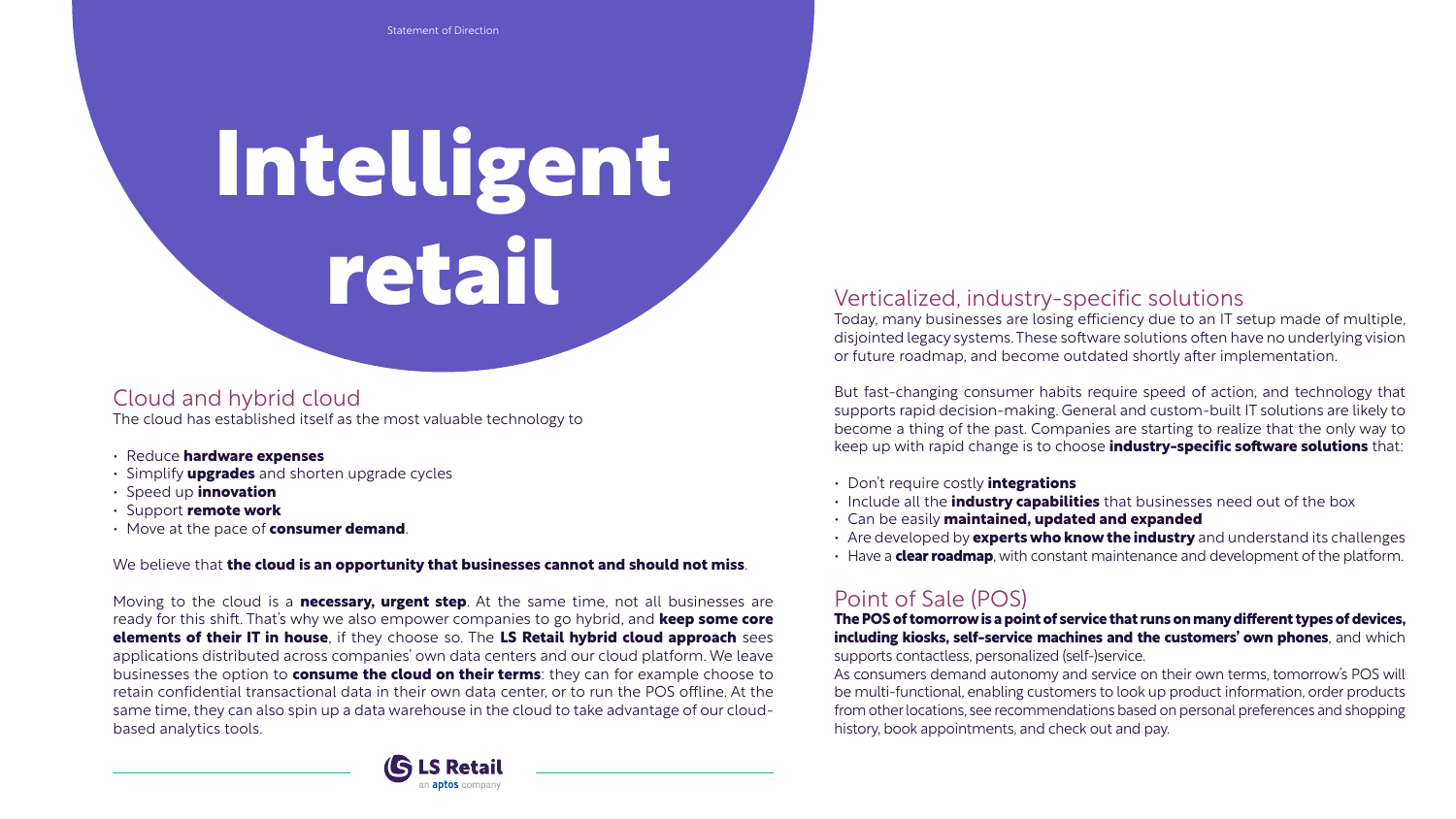# Intelligent retail

## Cloud and hybrid cloud

The cloud has established itself as the most valuable technology to

- Reduce **hardware expenses**
- Simplify **upgrades** and shorten upgrade cycles
- Speed up **innovation**
- Support **remote work**
- Move at the pace of **consumer demand**.

We believe that **the cloud is an opportunity that businesses cannot and should not miss**.

Moving to the cloud is a **necessary, urgent step**. At the same time, not all businesses are ready for this shift. That's why we also empower companies to go hybrid, and **keep some core elements of their IT in house**, if they choose so. The **LS Retail hybrid cloud approach** sees applications distributed across companies' own data centers and our cloud platform. We leave businesses the option to **consume the cloud on their terms**: they can for example choose to retain confidential transactional data in their own data center, or to run the POS offline. At the same time, they can also spin up a data warehouse in the cloud to take advantage of our cloud-based analytics tools.

## Verticalized, industry-specific solutions

Today, many businesses are losing efficiency due to an IT setup made of multiple, disjointed legacy systems. These software solutions often have no underlying vision or future roadmap, and become outdated shortly after implementation.

But fast-changing consumer habits require speed of action, and technology that supports rapid decision-making. General and custom-built IT solutions are likely to become a thing of the past. Companies are starting to realize that the only way to keep up with rapid change is to choose **industry-specific software solutions** that:

- Don't require costly **integrations**
- Include all the **industry capabilities** that businesses need out of the box
- Can be easily **maintained, updated and expanded**
- Are developed by **experts who know the industry** and understand its challenges
- Have a **clear roadmap**, with constant maintenance and development of the platform.

## Point of Sale (POS)

**The POS of tomorrow is a point of service that runs on many different types of devices, including kiosks, self-service machines and the customers' own phones**, and which supports contactless, personalized (self-)service.

As consumers demand autonomy and service on their own terms, tomorrow's POS will be multi-functional, enabling customers to look up product information, order products from other locations, see recommendations based on personal preferences and shopping history, book appointments, and check out and pay.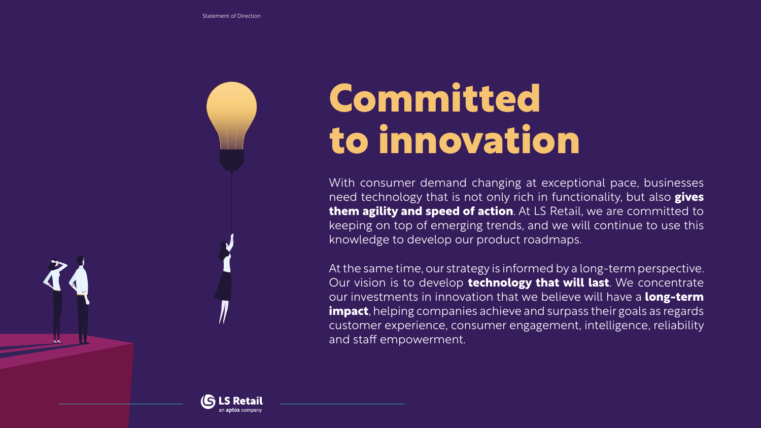# Committed to innovation

With consumer demand changing at exceptional pace, businesses need technology that is not only rich in functionality, but also **gives them agility and speed of action**. At LS Retail, we are committed to keeping on top of emerging trends, and we will continue to use this knowledge to develop our product roadmaps.

At the same time, our strategy is informed by a long-term perspective. Our vision is to develop **technology that will last**. We concentrate our investments in innovation that we believe will have a **long-term impact**, helping companies achieve and surpass their goals as regards customer experience, consumer engagement, intelligence, reliability and staff empowerment.